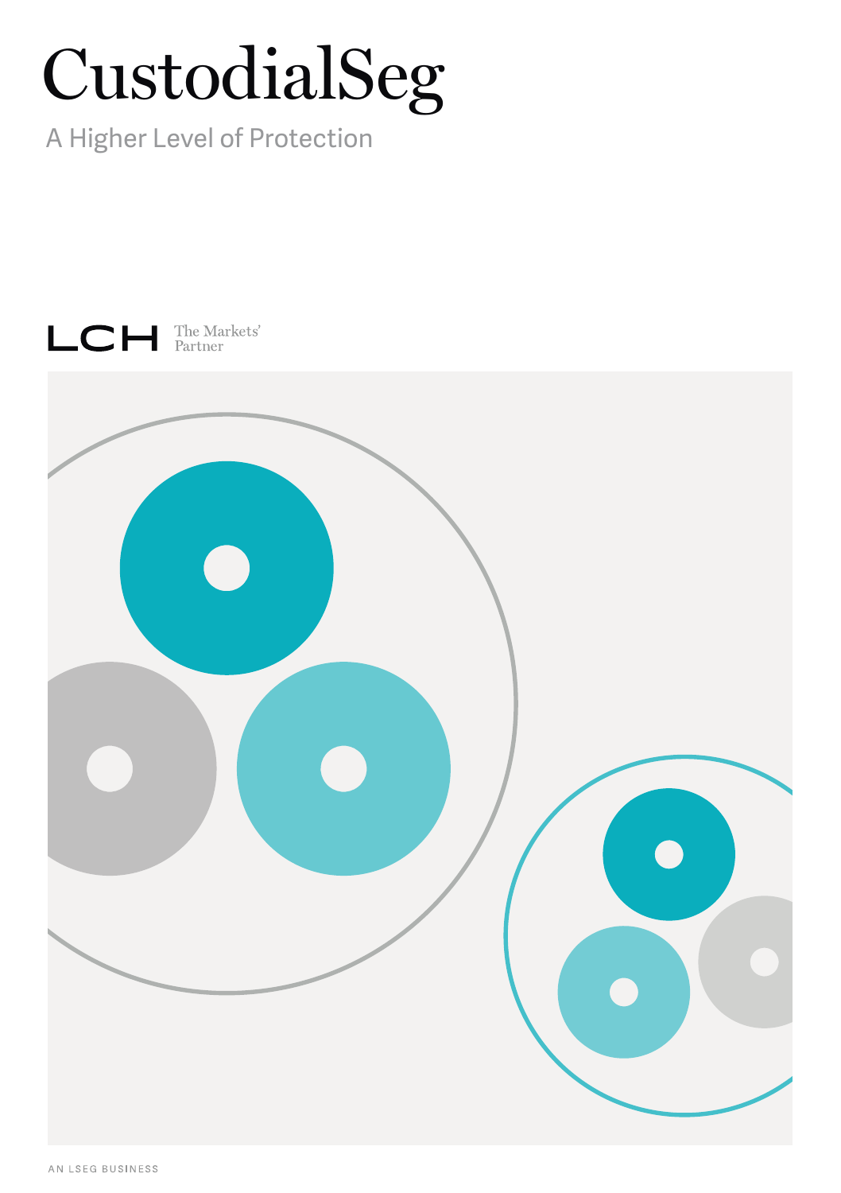# CustodialSeg

A Higher Level of Protection

LCH The Markets' Partner

AN LSEG BUSINESS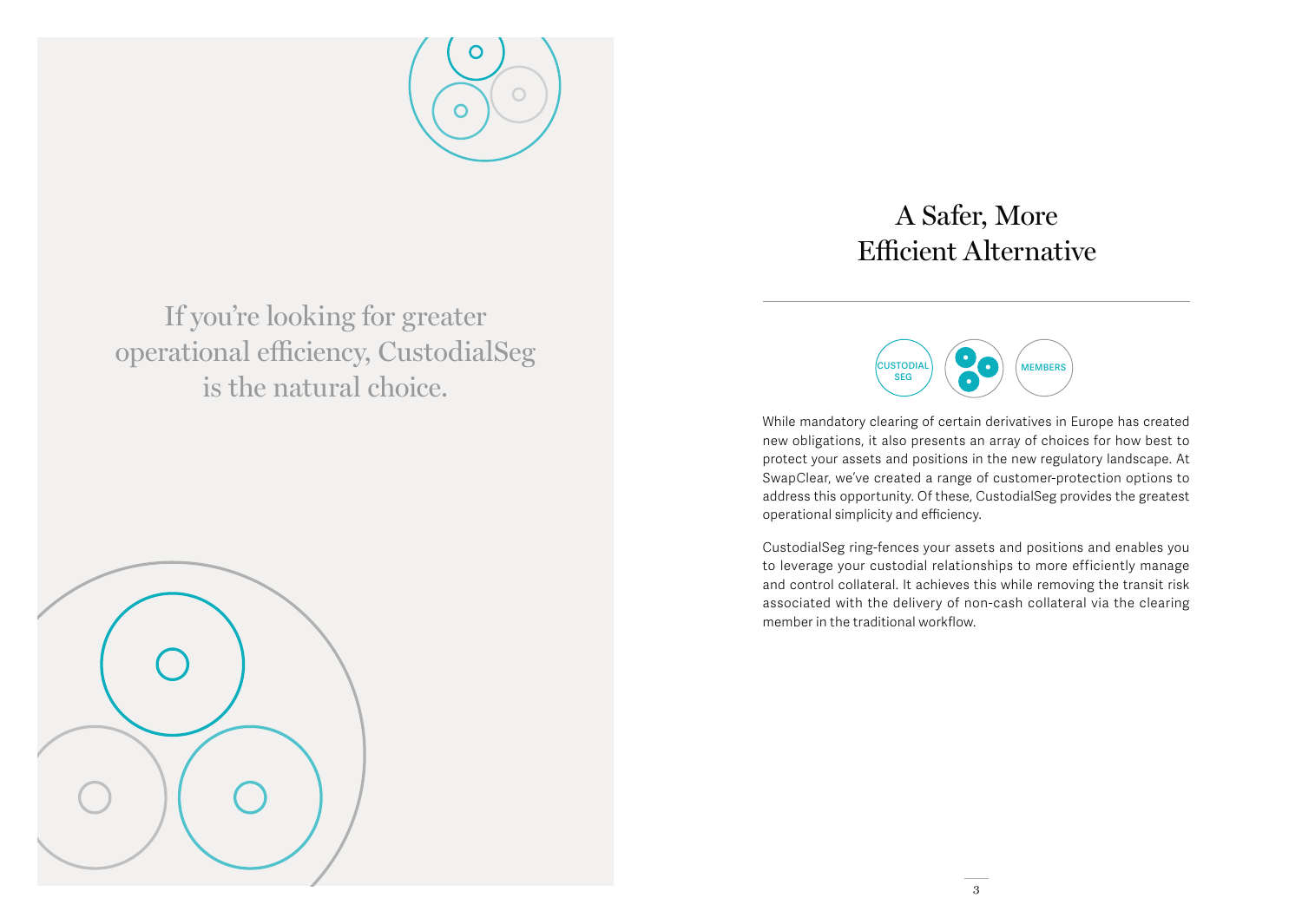If you're looking for greater operational efficiency, CustodialSeg is the natural choice.

# A Safer, More Efficient Alternative

CUSTODIAL SEG

MEMBERS

While mandatory clearing of certain derivatives in Europe has created new obligations, it also presents an array of choices for how best to protect your assets and positions in the new regulatory landscape. At SwapClear, we've created a range of customer-protection options to address this opportunity. Of these, CustodialSeg provides the greatest operational simplicity and efficiency.

CustodialSeg ring-fences your assets and positions and enables you to leverage your custodial relationships to more efficiently manage and control collateral. It achieves this while removing the transit risk associated with the delivery of non-cash collateral via the clearing member in the traditional workflow.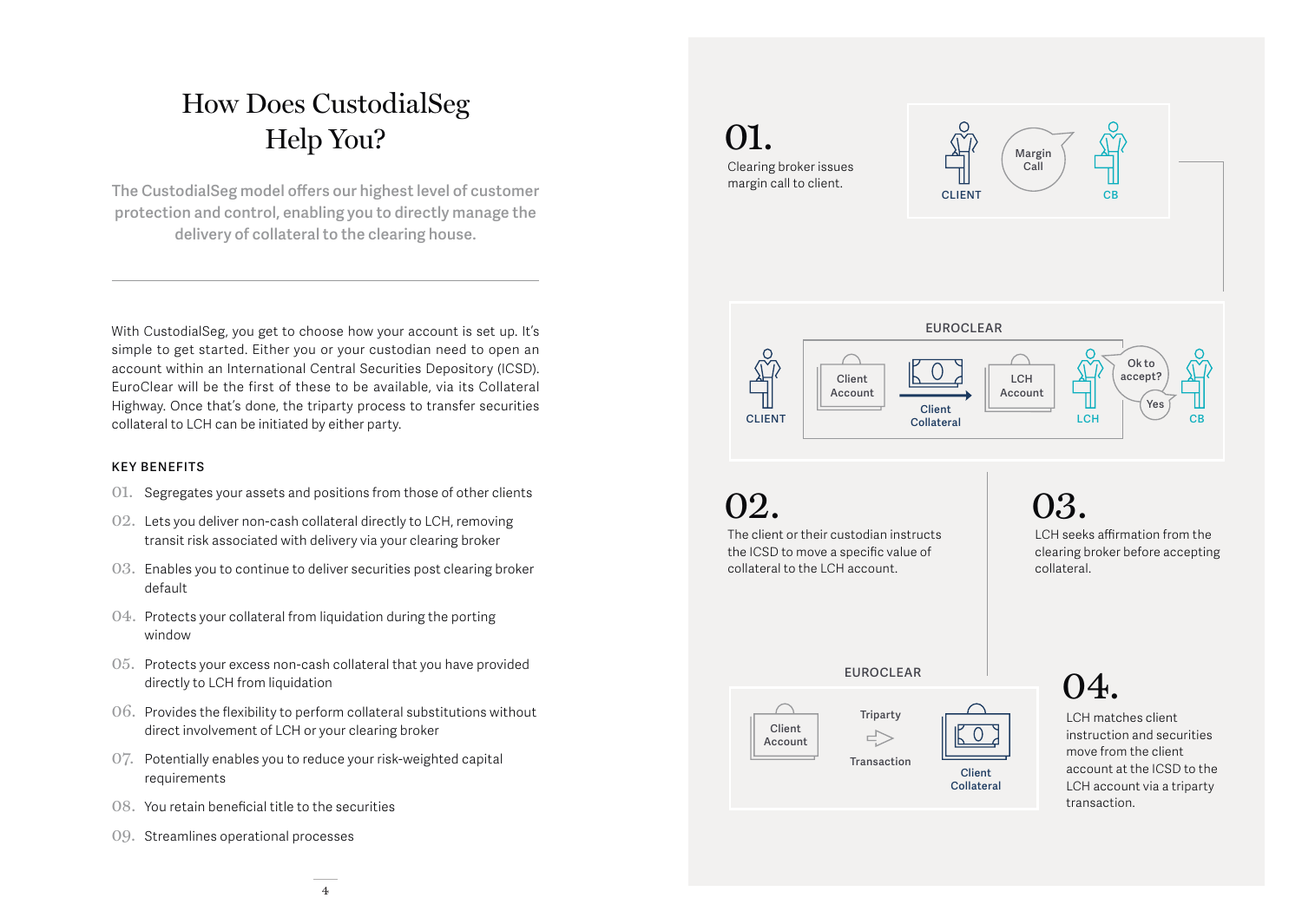# How Does CustodialSeg Help You?

The CustodialSeg model offers our highest level of customer protection and control, enabling you to directly manage the delivery of collateral to the clearing house.

---

With CustodialSeg, you get to choose how your account is set up. It's simple to get started. Either you or your custodian need to open an account within an International Central Securities Depository (ICSD). EuroClear will be the first of these to be available, via its Collateral Highway. Once that's done, the triparty process to transfer securities collateral to LCH can be initiated by either party.

### KEY BENEFITS

01. Segregates your assets and positions from those of other clients
02. Lets you deliver non-cash collateral directly to LCH, removing transit risk associated with delivery via your clearing broker
03. Enables you to continue to deliver securities post clearing broker default
04. Protects your collateral from liquidation during the porting window
05. Protects your excess non-cash collateral that you have provided directly to LCH from liquidation
06. Provides the flexibility to perform collateral substitutions without direct involvement of LCH or your clearing broker
07. Potentially enables you to reduce your risk-weighted capital requirements
08. You retain beneficial title to the securities
09. Streamlines operational processes

## 01.

Clearing broker issues margin call to client.

CLIENT — Margin Call — CB

EUROCLEAR

CLIENT — Client Account — Client Collateral — LCH Account — LCH — Ok to accept? — Yes — CB

## 02.

The client or their custodian instructs the ICSD to move a specific value of collateral to the LCH account.

## 03.

LCH seeks affirmation from the clearing broker before accepting collateral.

EUROCLEAR

Client Account — Triparty Transaction — Client Collateral

## 04.

LCH matches client instruction and securities move from the client account at the ICSD to the LCH account via a triparty transaction.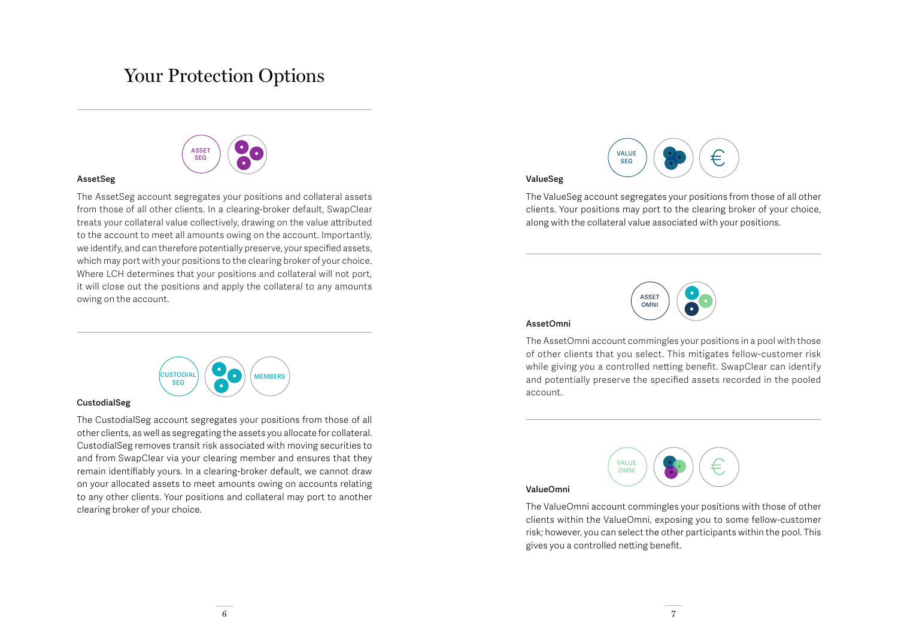# Your Protection Options

### AssetSeg

The AssetSeg account segregates your positions and collateral assets from those of all other clients. In a clearing-broker default, SwapClear treats your collateral value collectively, drawing on the value attributed to the account to meet all amounts owing on the account. Importantly, we identify, and can therefore potentially preserve, your specified assets, which may port with your positions to the clearing broker of your choice. Where LCH determines that your positions and collateral will not port, it will close out the positions and apply the collateral to any amounts owing on the account.

### CustodialSeg

The CustodialSeg account segregates your positions from those of all other clients, as well as segregating the assets you allocate for collateral. CustodialSeg removes transit risk associated with moving securities to and from SwapClear via your clearing member and ensures that they remain identifiably yours. In a clearing-broker default, we cannot draw on your allocated assets to meet amounts owing on accounts relating to any other clients. Your positions and collateral may port to another clearing broker of your choice.

### ValueSeg

The ValueSeg account segregates your positions from those of all other clients. Your positions may port to the clearing broker of your choice, along with the collateral value associated with your positions.

### AssetOmni

The AssetOmni account commingles your positions in a pool with those of other clients that you select. This mitigates fellow-customer risk while giving you a controlled netting benefit. SwapClear can identify and potentially preserve the specified assets recorded in the pooled account.

### ValueOmni

The ValueOmni account commingles your positions with those of other clients within the ValueOmni, exposing you to some fellow-customer risk; however, you can select the other participants within the pool. This gives you a controlled netting benefit.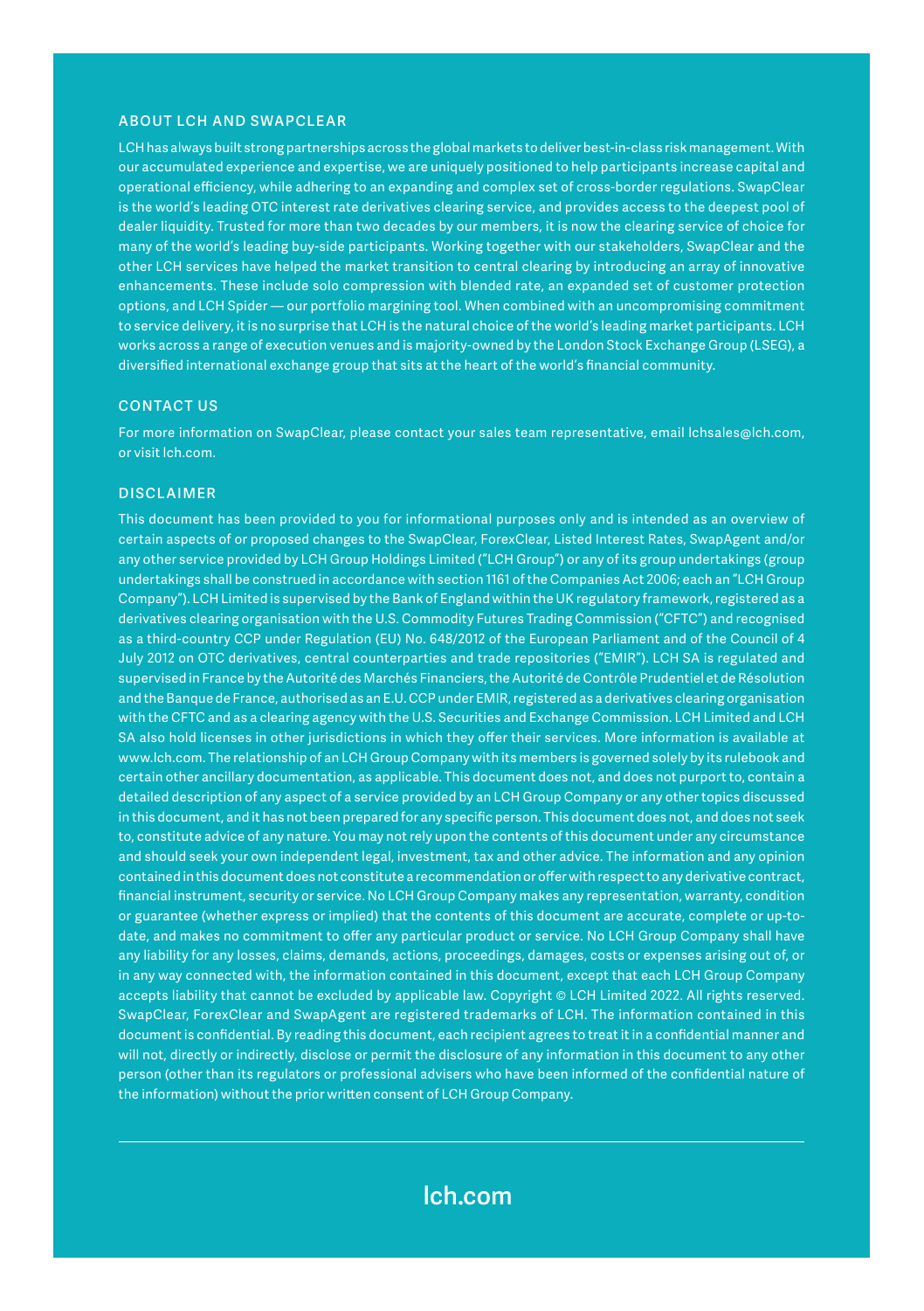## ABOUT LCH AND SWAPCLEAR

LCH has always built strong partnerships across the global markets to deliver best-in-class risk management. With our accumulated experience and expertise, we are uniquely positioned to help participants increase capital and operational efficiency, while adhering to an expanding and complex set of cross-border regulations. SwapClear is the world's leading OTC interest rate derivatives clearing service, and provides access to the deepest pool of dealer liquidity. Trusted for more than two decades by our members, it is now the clearing service of choice for many of the world's leading buy-side participants. Working together with our stakeholders, SwapClear and the other LCH services have helped the market transition to central clearing by introducing an array of innovative enhancements. These include solo compression with blended rate, an expanded set of customer protection options, and LCH Spider — our portfolio margining tool. When combined with an uncompromising commitment to service delivery, it is no surprise that LCH is the natural choice of the world's leading market participants. LCH works across a range of execution venues and is majority-owned by the London Stock Exchange Group (LSEG), a diversified international exchange group that sits at the heart of the world's financial community.

## CONTACT US

For more information on SwapClear, please contact your sales team representative, email lchsales@lch.com, or visit lch.com.

## DISCLAIMER

This document has been provided to you for informational purposes only and is intended as an overview of certain aspects of or proposed changes to the SwapClear, ForexClear, Listed Interest Rates, SwapAgent and/or any other service provided by LCH Group Holdings Limited ("LCH Group") or any of its group undertakings (group undertakings shall be construed in accordance with section 1161 of the Companies Act 2006; each an "LCH Group Company"). LCH Limited is supervised by the Bank of England within the UK regulatory framework, registered as a derivatives clearing organisation with the U.S. Commodity Futures Trading Commission ("CFTC") and recognised as a third-country CCP under Regulation (EU) No. 648/2012 of the European Parliament and of the Council of 4 July 2012 on OTC derivatives, central counterparties and trade repositories ("EMIR"). LCH SA is regulated and supervised in France by the Autorité des Marchés Financiers, the Autorité de Contrôle Prudentiel et de Résolution and the Banque de France, authorised as an E.U. CCP under EMIR, registered as a derivatives clearing organisation with the CFTC and as a clearing agency with the U.S. Securities and Exchange Commission. LCH Limited and LCH SA also hold licenses in other jurisdictions in which they offer their services. More information is available at www.lch.com. The relationship of an LCH Group Company with its members is governed solely by its rulebook and certain other ancillary documentation, as applicable. This document does not, and does not purport to, contain a detailed description of any aspect of a service provided by an LCH Group Company or any other topics discussed in this document, and it has not been prepared for any specific person. This document does not, and does not seek to, constitute advice of any nature. You may not rely upon the contents of this document under any circumstance and should seek your own independent legal, investment, tax and other advice. The information and any opinion contained in this document does not constitute a recommendation or offer with respect to any derivative contract, financial instrument, security or service. No LCH Group Company makes any representation, warranty, condition or guarantee (whether express or implied) that the contents of this document are accurate, complete or up-to-date, and makes no commitment to offer any particular product or service. No LCH Group Company shall have any liability for any losses, claims, demands, actions, proceedings, damages, costs or expenses arising out of, or in any way connected with, the information contained in this document, except that each LCH Group Company accepts liability that cannot be excluded by applicable law. Copyright © LCH Limited 2022. All rights reserved. SwapClear, ForexClear and SwapAgent are registered trademarks of LCH. The information contained in this document is confidential. By reading this document, each recipient agrees to treat it in a confidential manner and will not, directly or indirectly, disclose or permit the disclosure of any information in this document to any other person (other than its regulators or professional advisers who have been informed of the confidential nature of the information) without the prior written consent of LCH Group Company.

---

lch.com